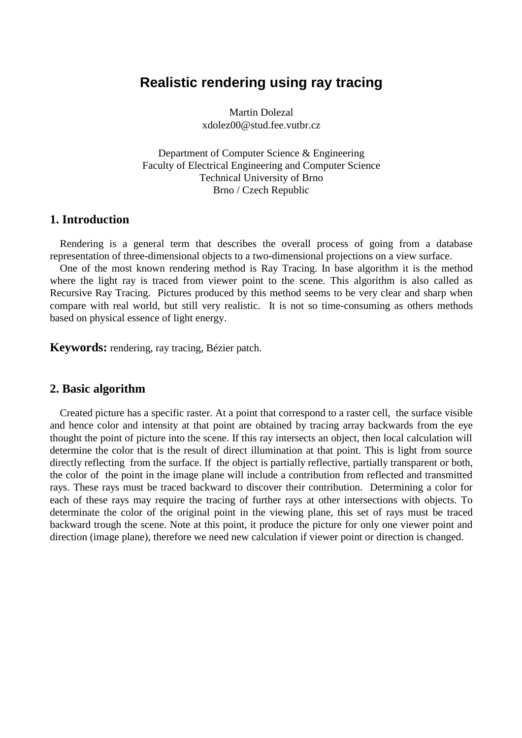# Realistic rendering using ray tracing

Martin Dolezal
xdolez00@stud.fee.vutbr.cz

Department of Computer Science & Engineering
Faculty of Electrical Engineering and Computer Science
Technical University of Brno
Brno / Czech Republic

## 1. Introduction

Rendering is a general term that describes the overall process of going from a database representation of three-dimensional objects to a two-dimensional projections on a view surface.

One of the most known rendering method is Ray Tracing. In base algorithm it is the method where the light ray is traced from viewer point to the scene. This algorithm is also called as Recursive Ray Tracing. Pictures produced by this method seems to be very clear and sharp when compare with real world, but still very realistic. It is not so time-consuming as others methods based on physical essence of light energy.

**Keywords:** rendering, ray tracing, Bézier patch.

## 2. Basic algorithm

Created picture has a specific raster. At a point that correspond to a raster cell, the surface visible and hence color and intensity at that point are obtained by tracing array backwards from the eye thought the point of picture into the scene. If this ray intersects an object, then local calculation will determine the color that is the result of direct illumination at that point. This is light from source directly reflecting from the surface. If the object is partially reflective, partially transparent or both, the color of the point in the image plane will include a contribution from reflected and transmitted rays. These rays must be traced backward to discover their contribution. Determining a color for each of these rays may require the tracing of further rays at other intersections with objects. To determinate the color of the original point in the viewing plane, this set of rays must be traced backward trough the scene. Note at this point, it produce the picture for only one viewer point and direction (image plane), therefore we need new calculation if viewer point or direction is changed.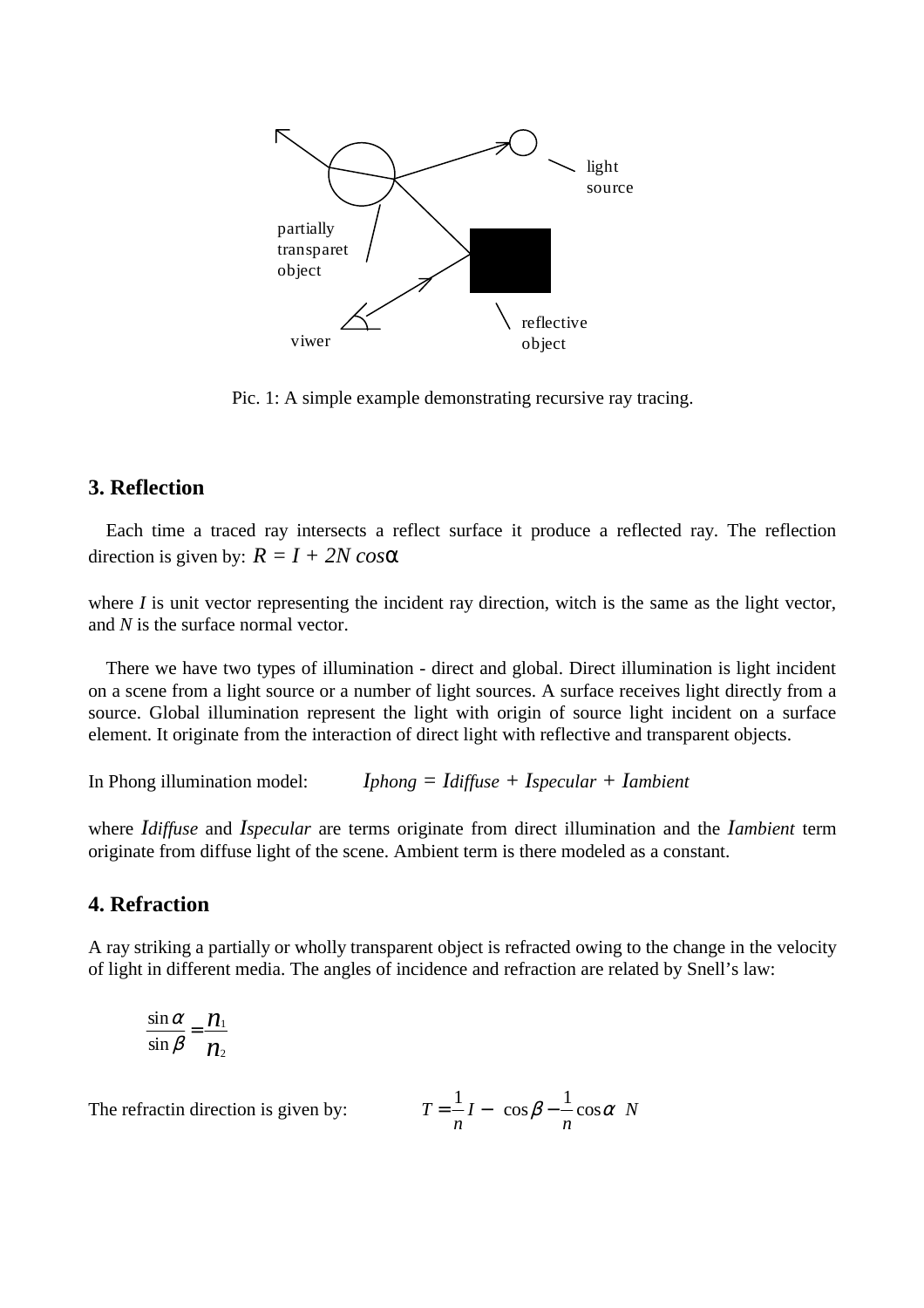Pic. 1: A simple example demonstrating recursive ray tracing.

## 3. Reflection

Each time a traced ray intersects a reflect surface it produce a reflected ray. The reflection direction is given by: $R = I + 2N \cos\alpha$

where $I$ is unit vector representing the incident ray direction, witch is the same as the light vector, and $N$ is the surface normal vector.

There we have two types of illumination - direct and global. Direct illumination is light incident on a scene from a light source or a number of light sources. A surface receives light directly from a source. Global illumination represent the light with origin of source light incident on a surface element. It originate from the interaction of direct light with reflective and transparent objects.

In Phong illumination model: $I_{phong} = I_{diffuse} + I_{specular} + I_{ambient}$

where $I_{diffuse}$ and $I_{specular}$ are terms originate from direct illumination and the $I_{ambient}$ term originate from diffuse light of the scene. Ambient term is there modeled as a constant.

## 4. Refraction

A ray striking a partially or wholly transparent object is refracted owing to the change in the velocity of light in different media. The angles of incidence and refraction are related by Snell's law:

$$\frac{\sin\alpha}{\sin\beta} = \frac{n_1}{n_2}$$

The refractin direction is given by: $T = \frac{1}{n} I - \left( \cos\beta - \frac{1}{n} \cos\alpha \right) N$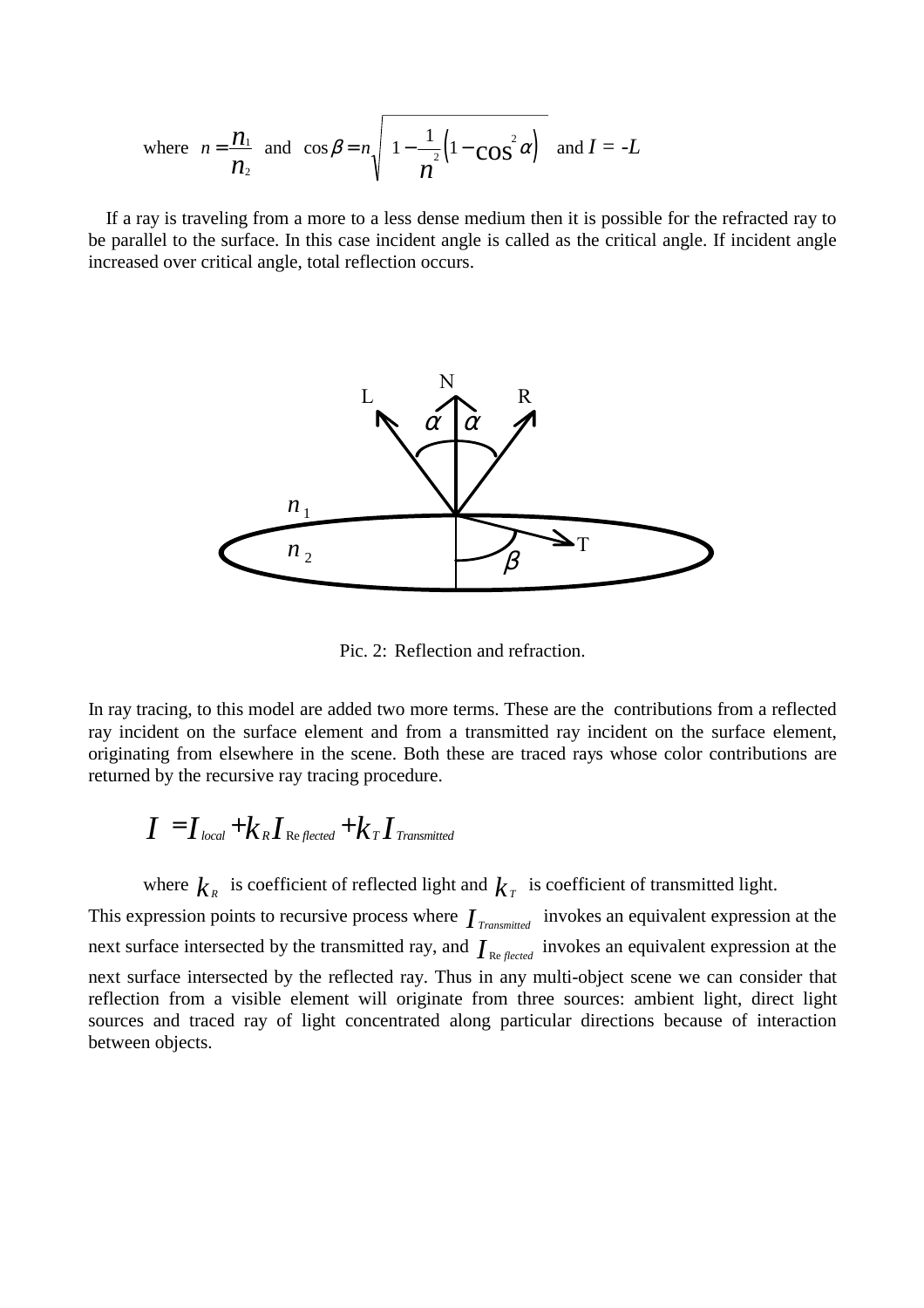where $n = \frac{n_1}{n_2}$ and $\cos\beta = n\sqrt{1 - \frac{1}{n^2}\left(1 - \cos^2\alpha\right)}$ and $I = -L$

If a ray is traveling from a more to a less dense medium then it is possible for the refracted ray to be parallel to the surface. In this case incident angle is called as the critical angle. If incident angle increased over critical angle, total reflection occurs.

Pic. 2: Reflection and refraction.

In ray tracing, to this model are added two more terms. These are the contributions from a reflected ray incident on the surface element and from a transmitted ray incident on the surface element, originating from elsewhere in the scene. Both these are traced rays whose color contributions are returned by the recursive ray tracing procedure.

$$I = I_{local} + k_R I_{Reflected} + k_T I_{Transmitted}$$

where $k_R$ is coefficient of reflected light and $k_T$ is coefficient of transmitted light.

This expression points to recursive process where $I_{Transmitted}$ invokes an equivalent expression at the next surface intersected by the transmitted ray, and $I_{Reflected}$ invokes an equivalent expression at the next surface intersected by the reflected ray. Thus in any multi-object scene we can consider that reflection from a visible element will originate from three sources: ambient light, direct light sources and traced ray of light concentrated along particular directions because of interaction between objects.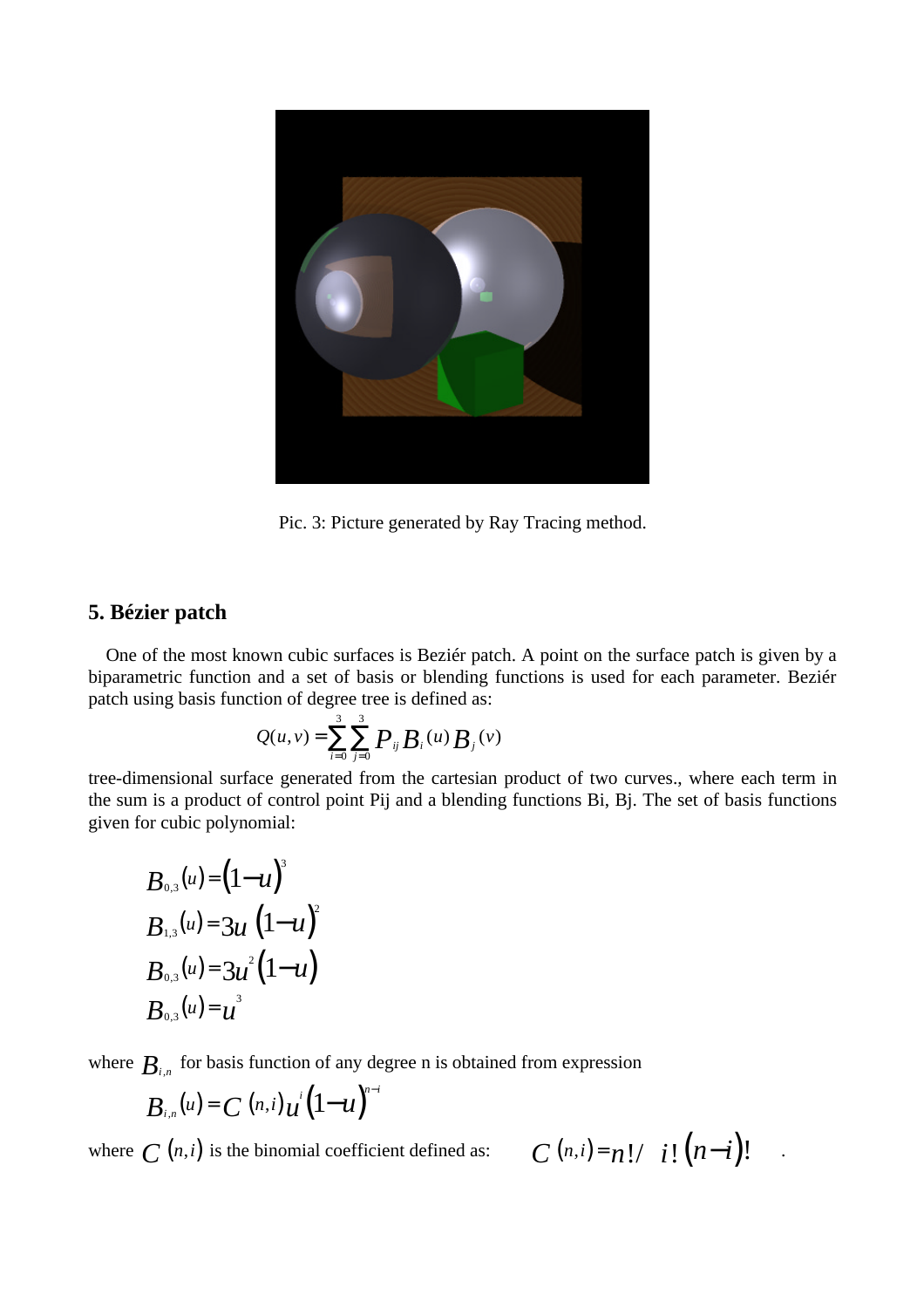Pic. 3: Picture generated by Ray Tracing method.

## 5. Bézier patch

One of the most known cubic surfaces is Beziér patch. A point on the surface patch is given by a biparametric function and a set of basis or blending functions is used for each parameter. Beziér patch using basis function of degree tree is defined as:

$$Q(u,v)=\sum_{i=0}^{3}\sum_{j=0}^{3}P_{ij}B_i(u)B_j(v)$$

tree-dimensional surface generated from the cartesian product of two curves., where each term in the sum is a product of control point Pij and a blending functions Bi, Bj. The set of basis functions given for cubic polynomial:

$$B_{0,3}(u)=(1-u)^3$$
$$B_{1,3}(u)=3u\,(1-u)^2$$
$$B_{0,3}(u)=3u^2(1-u)$$
$$B_{0,3}(u)=u^3$$

where $B_{i,n}$ for basis function of any degree n is obtained from expression

$$B_{i,n}(u)=C\,(n,i)\,u^i(1-u)^{n-i}$$

where $C\,(n,i)$ is the binomial coefficient defined as: $C\,(n,i)=n!/\ \ i!\,(n-i)!$ .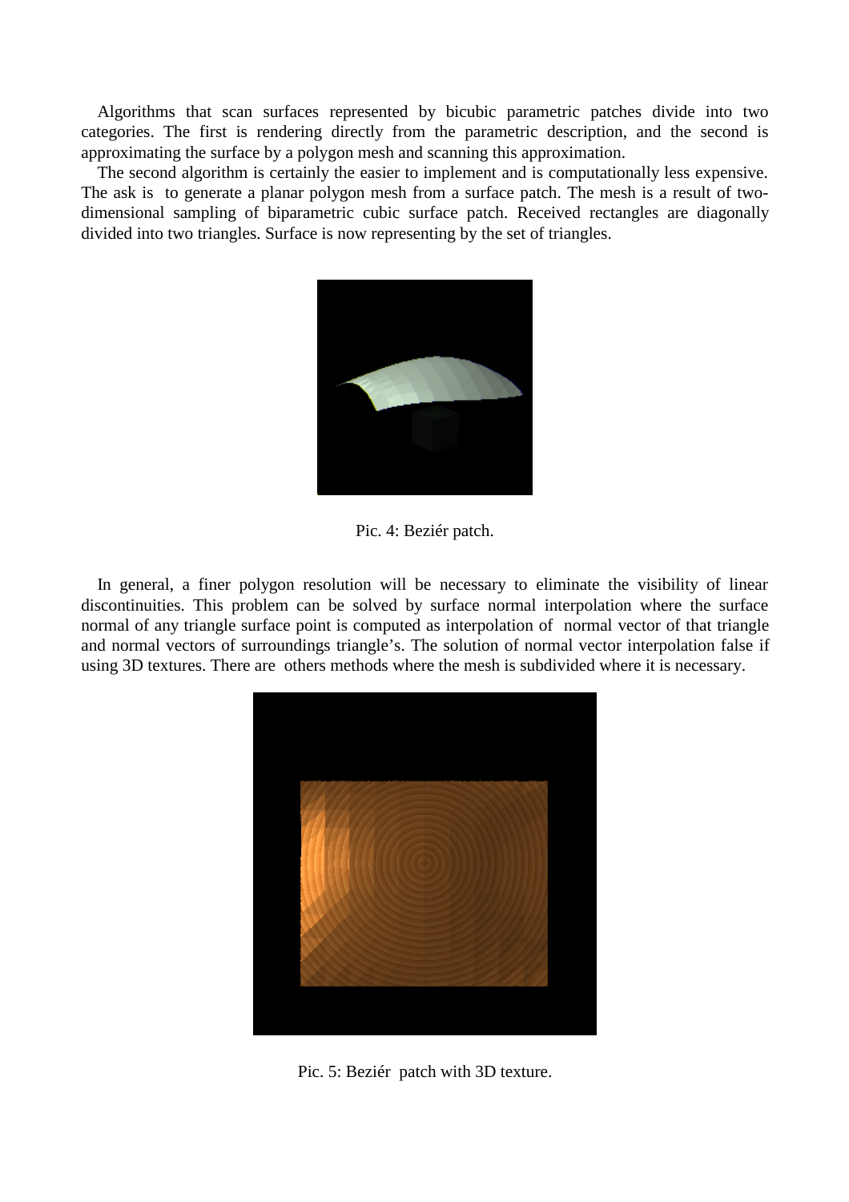Algorithms that scan surfaces represented by bicubic parametric patches divide into two categories. The first is rendering directly from the parametric description, and the second is approximating the surface by a polygon mesh and scanning this approximation.

The second algorithm is certainly the easier to implement and is computationally less expensive. The ask is to generate a planar polygon mesh from a surface patch. The mesh is a result of two-dimensional sampling of biparametric cubic surface patch. Received rectangles are diagonally divided into two triangles. Surface is now representing by the set of triangles.

Pic. 4: Beziér patch.

In general, a finer polygon resolution will be necessary to eliminate the visibility of linear discontinuities. This problem can be solved by surface normal interpolation where the surface normal of any triangle surface point is computed as interpolation of normal vector of that triangle and normal vectors of surroundings triangle's. The solution of normal vector interpolation false if using 3D textures. There are others methods where the mesh is subdivided where it is necessary.

Pic. 5: Beziér patch with 3D texture.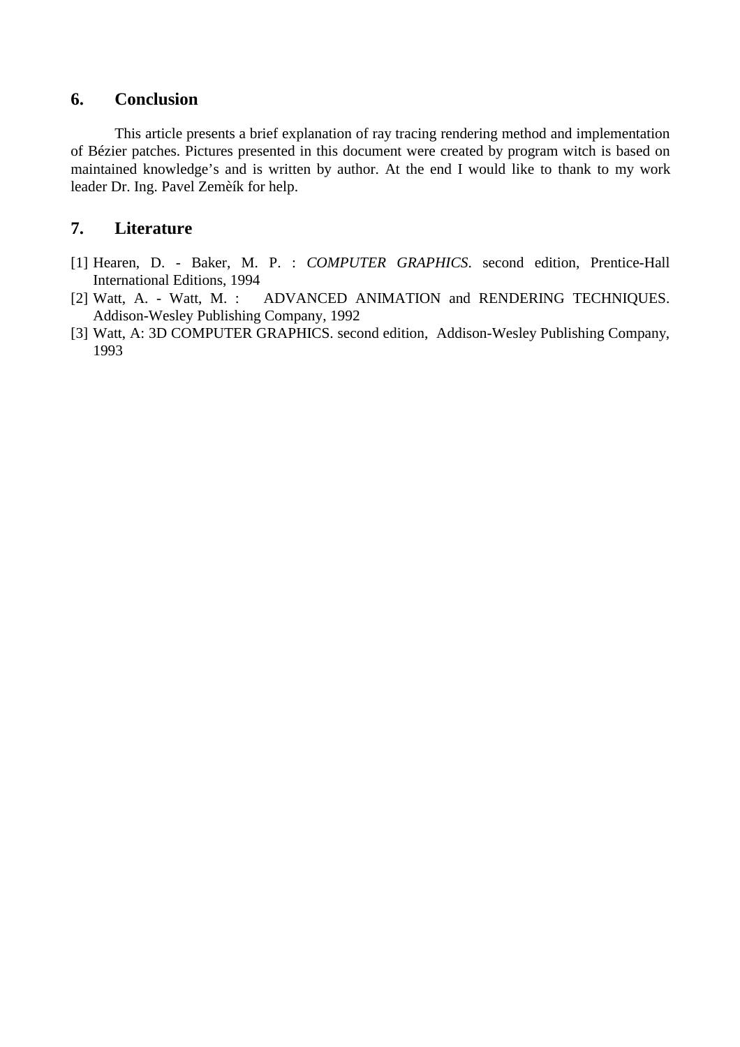## 6. Conclusion

This article presents a brief explanation of ray tracing rendering method and implementation of Bézier patches. Pictures presented in this document were created by program witch is based on maintained knowledge's and is written by author. At the end I would like to thank to my work leader Dr. Ing. Pavel Zemèík for help.

## 7. Literature

[1] Hearen, D. - Baker, M. P. : *COMPUTER GRAPHICS*. second edition, Prentice-Hall International Editions, 1994

[2] Watt, A. - Watt, M. : ADVANCED ANIMATION and RENDERING TECHNIQUES. Addison-Wesley Publishing Company, 1992

[3] Watt, A: 3D COMPUTER GRAPHICS. second edition, Addison-Wesley Publishing Company, 1993